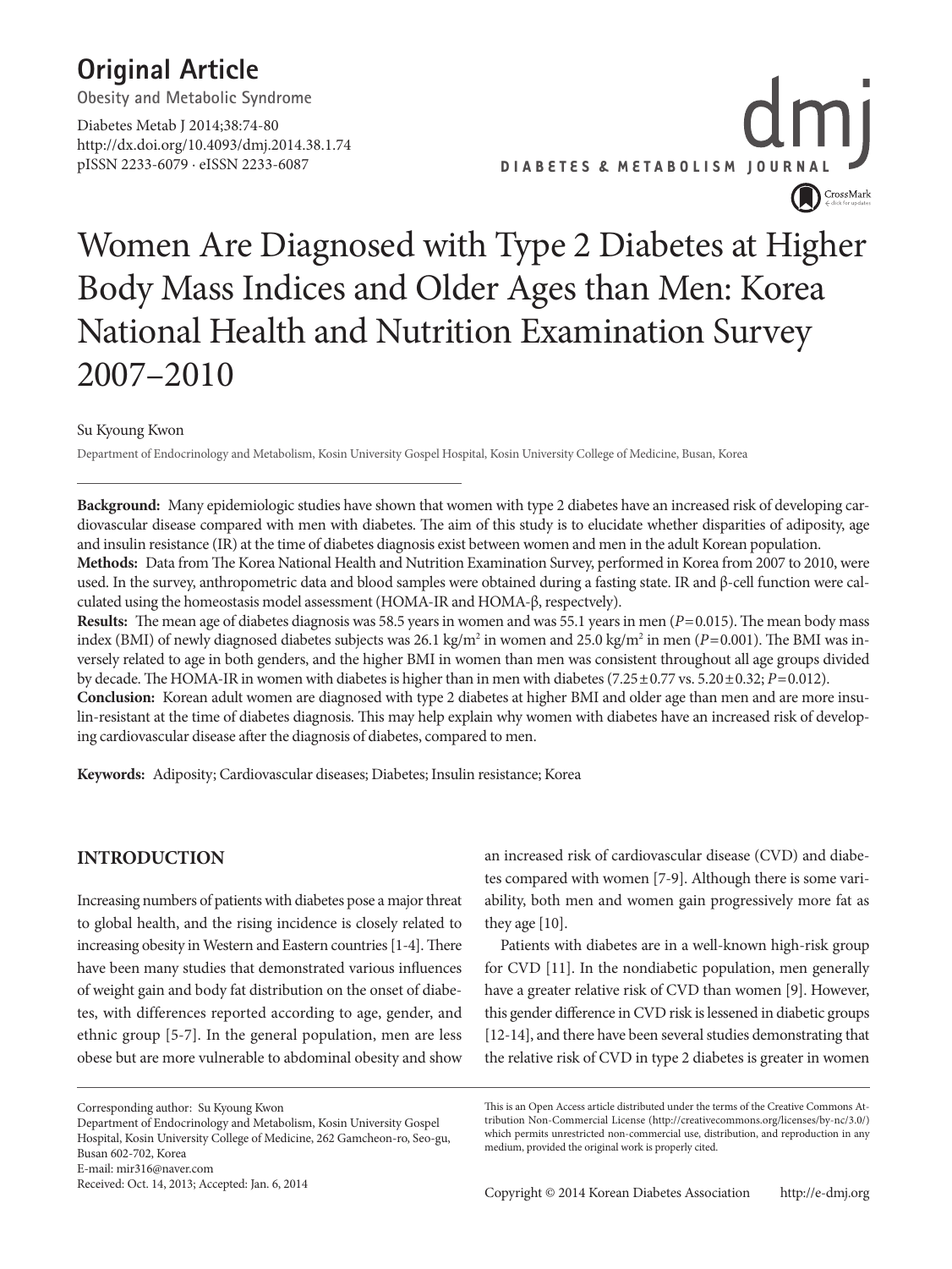Original Article

Obesity and Metabolic Syndrome

# Women Are Diagnosed with Type 2 Diabetes at Higher Body Mass Indices and Older Ages than Men: Korea National Health and Nutrition Examination Survey 2007–2010

Su Kyoung Kwon

Department of Endocrinology and Metabolism, Kosin University Gospel Hospital, Kosin University College of Medicine, Busan, Korea

**Background:** Many epidemiologic studies have shown that women with type 2 diabetes have an increased risk of developing cardiovascular disease compared with men with diabetes. The aim of this study is to elucidate whether disparities of adiposity, age and insulin resistance (IR) at the time of diabetes diagnosis exist between women and men in the adult Korean population.

**Methods:** Data from The Korea National Health and Nutrition Examination Survey, performed in Korea from 2007 to 2010, were used. In the survey, anthropometric data and blood samples were obtained during a fasting state. IR and β-cell function were calculated using the homeostasis model assessment (HOMA-IR and HOMA-β, respectvely).

**Results:** The mean age of diabetes diagnosis was 58.5 years in women and was 55.1 years in men ($P=0.015$). The mean body mass index (BMI) of newly diagnosed diabetes subjects was 26.1 kg/m$^2$ in women and 25.0 kg/m$^2$ in men ($P=0.001$). The BMI was inversely related to age in both genders, and the higher BMI in women than men was consistent throughout all age groups divided by decade. The HOMA-IR in women with diabetes is higher than in men with diabetes (7.25±0.77 vs. 5.20±0.32; $P=0.012$).

**Conclusion:** Korean adult women are diagnosed with type 2 diabetes at higher BMI and older age than men and are more insulin-resistant at the time of diabetes diagnosis. This may help explain why women with diabetes have an increased risk of developing cardiovascular disease after the diagnosis of diabetes, compared to men.

**Keywords:** Adiposity; Cardiovascular diseases; Diabetes; Insulin resistance; Korea

## INTRODUCTION

Increasing numbers of patients with diabetes pose a major threat to global health, and the rising incidence is closely related to increasing obesity in Western and Eastern countries [1-4]. There have been many studies that demonstrated various influences of weight gain and body fat distribution on the onset of diabetes, with differences reported according to age, gender, and ethnic group [5-7]. In the general population, men are less obese but are more vulnerable to abdominal obesity and show an increased risk of cardiovascular disease (CVD) and diabetes compared with women [7-9]. Although there is some variability, both men and women gain progressively more fat as they age [10].

Patients with diabetes are in a well-known high-risk group for CVD [11]. In the nondiabetic population, men generally have a greater relative risk of CVD than women [9]. However, this gender difference in CVD risk is lessened in diabetic groups [12-14], and there have been several studies demonstrating that the relative risk of CVD in type 2 diabetes is greater in women

Corresponding author: Su Kyoung Kwon
Department of Endocrinology and Metabolism, Kosin University Gospel Hospital, Kosin University College of Medicine, 262 Gamcheon-ro, Seo-gu, Busan 602-702, Korea
E-mail: mir316@naver.com
Received: Oct. 14, 2013; Accepted: Jan. 6, 2014

This is an Open Access article distributed under the terms of the Creative Commons Attribution Non-Commercial License (http://creativecommons.org/licenses/by-nc/3.0/) which permits unrestricted non-commercial use, distribution, and reproduction in any medium, provided the original work is properly cited.

Copyright © 2014 Korean Diabetes Association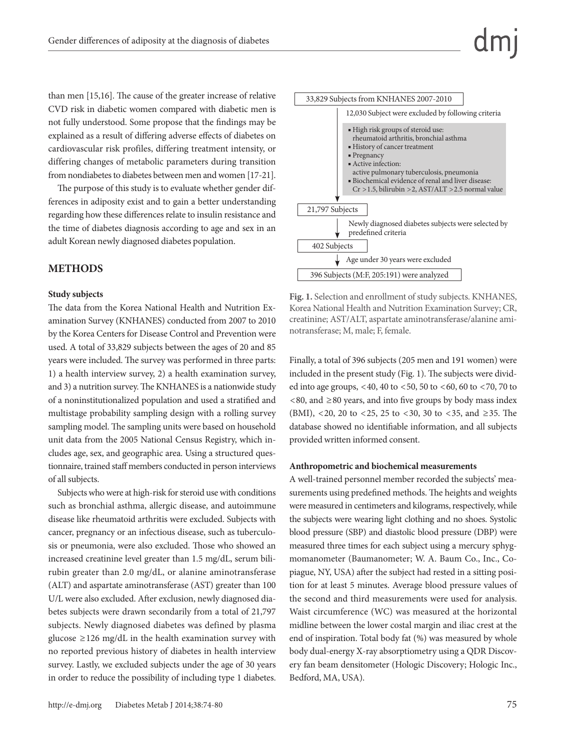than men [15,16]. The cause of the greater increase of relative CVD risk in diabetic women compared with diabetic men is not fully understood. Some propose that the findings may be explained as a result of differing adverse effects of diabetes on cardiovascular risk profiles, differing treatment intensity, or differing changes of metabolic parameters during transition from nondiabetes to diabetes between men and women [17-21].

The purpose of this study is to evaluate whether gender differences in adiposity exist and to gain a better understanding regarding how these differences relate to insulin resistance and the time of diabetes diagnosis according to age and sex in an adult Korean newly diagnosed diabetes population.

## METHODS

### Study subjects

The data from the Korea National Health and Nutrition Examination Survey (KNHANES) conducted from 2007 to 2010 by the Korea Centers for Disease Control and Prevention were used. A total of 33,829 subjects between the ages of 20 and 85 years were included. The survey was performed in three parts: 1) a health interview survey, 2) a health examination survey, and 3) a nutrition survey. The KNHANES is a nationwide study of a noninstitutionalized population and used a stratified and multistage probability sampling design with a rolling survey sampling model. The sampling units were based on household unit data from the 2005 National Census Registry, which includes age, sex, and geographic area. Using a structured questionnaire, trained staff members conducted in person interviews of all subjects.

Subjects who were at high-risk for steroid use with conditions such as bronchial asthma, allergic disease, and autoimmune disease like rheumatoid arthritis were excluded. Subjects with cancer, pregnancy or an infectious disease, such as tuberculosis or pneumonia, were also excluded. Those who showed an increased creatinine level greater than 1.5 mg/dL, serum bilirubin greater than 2.0 mg/dL, or alanine aminotransferase (ALT) and aspartate aminotransferase (AST) greater than 100 U/L were also excluded. After exclusion, newly diagnosed diabetes subjects were drawn secondarily from a total of 21,797 subjects. Newly diagnosed diabetes was defined by plasma glucose ≥126 mg/dL in the health examination survey with no reported previous history of diabetes in health interview survey. Lastly, we excluded subjects under the age of 30 years in order to reduce the possibility of including type 1 diabetes.

33,829 Subjects from KNHANES 2007-2010

↓ 12,030 Subject were excluded by following criteria
- High risk groups of steroid use: rheumatoid arthritis, bronchial asthma
- History of cancer treatment
- Pregnancy
- Active infection: active pulmonary tuberculosis, pneumonia
- Biochemical evidence of renal and liver disease: Cr >1.5, bilirubin >2, AST/ALT >2.5 normal value

21,797 Subjects

↓ Newly diagnosed diabetes subjects were selected by predefined criteria

402 Subjects

↓ Age under 30 years were excluded

396 Subjects (M:F, 205:191) were analyzed

**Fig. 1.** Selection and enrollment of study subjects. KNHANES, Korea National Health and Nutrition Examination Survey; CR, creatinine; AST/ALT, aspartate aminotransferase/alanine aminotransferase; M, male; F, female.

Finally, a total of 396 subjects (205 men and 191 women) were included in the present study (Fig. 1). The subjects were divided into age groups, <40, 40 to <50, 50 to <60, 60 to <70, 70 to <80, and ≥80 years, and into five groups by body mass index (BMI), <20, 20 to <25, 25 to <30, 30 to <35, and ≥35. The database showed no identifiable information, and all subjects provided written informed consent.

### Anthropometric and biochemical measurements

A well-trained personnel member recorded the subjects' measurements using predefined methods. The heights and weights were measured in centimeters and kilograms, respectively, while the subjects were wearing light clothing and no shoes. Systolic blood pressure (SBP) and diastolic blood pressure (DBP) were measured three times for each subject using a mercury sphygmomanometer (Baumanometer; W. A. Baum Co., Inc., Copiague, NY, USA) after the subject had rested in a sitting position for at least 5 minutes. Average blood pressure values of the second and third measurements were used for analysis. Waist circumference (WC) was measured at the horizontal midline between the lower costal margin and iliac crest at the end of inspiration. Total body fat (%) was measured by whole body dual-energy X-ray absorptiometry using a QDR Discovery fan beam densitometer (Hologic Discovery; Hologic Inc., Bedford, MA, USA).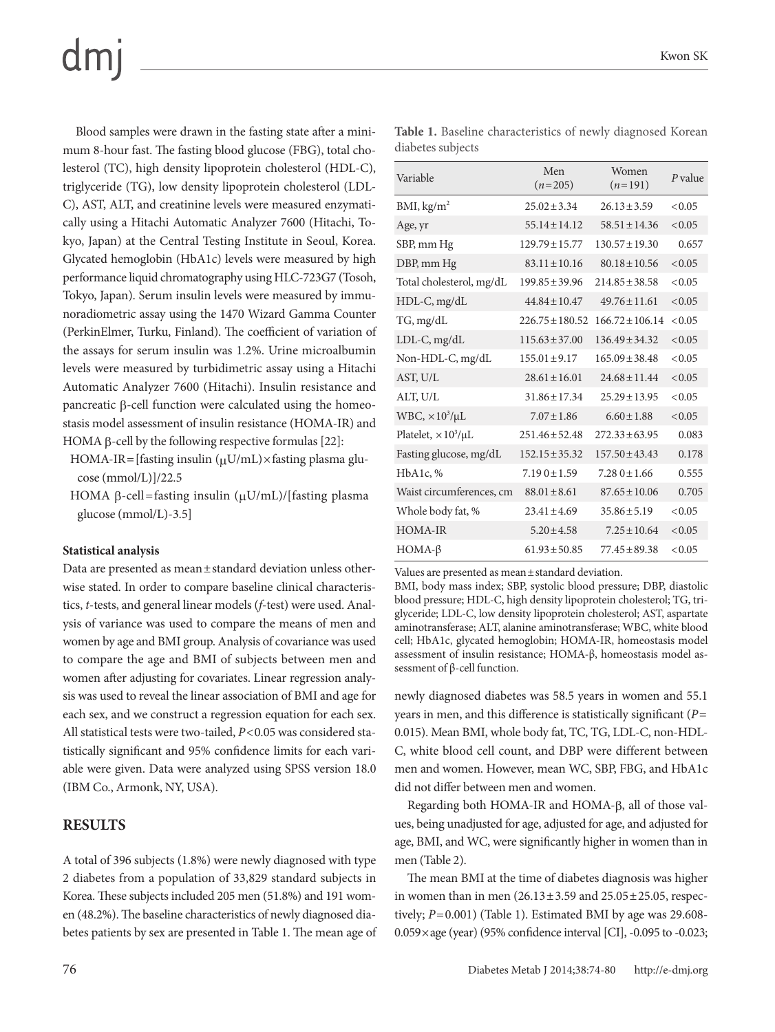Blood samples were drawn in the fasting state after a minimum 8-hour fast. The fasting blood glucose (FBG), total cholesterol (TC), high density lipoprotein cholesterol (HDL-C), triglyceride (TG), low density lipoprotein cholesterol (LDL-C), AST, ALT, and creatinine levels were measured enzymatically using a Hitachi Automatic Analyzer 7600 (Hitachi, Tokyo, Japan) at the Central Testing Institute in Seoul, Korea. Glycated hemoglobin (HbA1c) levels were measured by high performance liquid chromatography using HLC-723G7 (Tosoh, Tokyo, Japan). Serum insulin levels were measured by immunoradiometric assay using the 1470 Wizard Gamma Counter (PerkinElmer, Turku, Finland). The coefficient of variation of the assays for serum insulin was 1.2%. Urine microalbumin levels were measured by turbidimetric assay using a Hitachi Automatic Analyzer 7600 (Hitachi). Insulin resistance and pancreatic β-cell function were calculated using the homeostasis model assessment of insulin resistance (HOMA-IR) and HOMA β-cell by the following respective formulas [22]:

- HOMA-IR=[fasting insulin (μU/mL)×fasting plasma glucose (mmol/L)]/22.5
- HOMA β-cell=fasting insulin (μU/mL)/[fasting plasma glucose (mmol/L)-3.5]

#### Statistical analysis

Data are presented as mean±standard deviation unless otherwise stated. In order to compare baseline clinical characteristics, *t*-tests, and general linear models (*f*-test) were used. Analysis of variance was used to compare the means of men and women by age and BMI group. Analysis of covariance was used to compare the age and BMI of subjects between men and women after adjusting for covariates. Linear regression analysis was used to reveal the linear association of BMI and age for each sex, and we construct a regression equation for each sex. All statistical tests were two-tailed, $P<0.05$ was considered statistically significant and 95% confidence limits for each variable were given. Data were analyzed using SPSS version 18.0 (IBM Co., Armonk, NY, USA).

## RESULTS

A total of 396 subjects (1.8%) were newly diagnosed with type 2 diabetes from a population of 33,829 standard subjects in Korea. These subjects included 205 men (51.8%) and 191 women (48.2%). The baseline characteristics of newly diagnosed diabetes patients by sex are presented in Table 1. The mean age of newly diagnosed diabetes was 58.5 years in women and 55.1 years in men, and this difference is statistically significant ($P=0.015$). Mean BMI, whole body fat, TC, TG, LDL-C, non-HDL-C, white blood cell count, and DBP were different between men and women. However, mean WC, SBP, FBG, and HbA1c did not differ between men and women.

**Table 1.** Baseline characteristics of newly diagnosed Korean diabetes subjects

| Variable | Men ($n$=205) | Women ($n$=191) | *P* value |
|---|---|---|---|
| BMI, kg/m$^2$ | 25.02±3.34 | 26.13±3.59 | <0.05 |
| Age, yr | 55.14±14.12 | 58.51±14.36 | <0.05 |
| SBP, mm Hg | 129.79±15.77 | 130.57±19.30 | 0.657 |
| DBP, mm Hg | 83.11±10.16 | 80.18±10.56 | <0.05 |
| Total cholesterol, mg/dL | 199.85±39.96 | 214.85±38.58 | <0.05 |
| HDL-C, mg/dL | 44.84±10.47 | 49.76±11.61 | <0.05 |
| TG, mg/dL | 226.75±180.52 | 166.72±106.14 | <0.05 |
| LDL-C, mg/dL | 115.63±37.00 | 136.49±34.32 | <0.05 |
| Non-HDL-C, mg/dL | 155.01±9.17 | 165.09±38.48 | <0.05 |
| AST, U/L | 28.61±16.01 | 24.68±11.44 | <0.05 |
| ALT, U/L | 31.86±17.34 | 25.29±13.95 | <0.05 |
| WBC, ×10$^3$/μL | 7.07±1.86 | 6.60±1.88 | <0.05 |
| Platelet, ×10$^3$/μL | 251.46±52.48 | 272.33±63.95 | 0.083 |
| Fasting glucose, mg/dL | 152.15±35.32 | 157.50±43.43 | 0.178 |
| HbA1c, % | 7.19 0±1.59 | 7.28 0±1.66 | 0.555 |
| Waist circumferences, cm | 88.01±8.61 | 87.65±10.06 | 0.705 |
| Whole body fat, % | 23.41±4.69 | 35.86±5.19 | <0.05 |
| HOMA-IR | 5.20±4.58 | 7.25±10.64 | <0.05 |
| HOMA-β | 61.93±50.85 | 77.45±89.38 | <0.05 |

Values are presented as mean±standard deviation.
BMI, body mass index; SBP, systolic blood pressure; DBP, diastolic blood pressure; HDL-C, high density lipoprotein cholesterol; TG, triglyceride; LDL-C, low density lipoprotein cholesterol; AST, aspartate aminotransferase; ALT, alanine aminotransferase; WBC, white blood cell; HbA1c, glycated hemoglobin; HOMA-IR, homeostasis model assessment of insulin resistance; HOMA-β, homeostasis model assessment of β-cell function.

Regarding both HOMA-IR and HOMA-β, all of those values, being unadjusted for age, adjusted for age, and adjusted for age, BMI, and WC, were significantly higher in women than in men (Table 2).

The mean BMI at the time of diabetes diagnosis was higher in women than in men (26.13±3.59 and 25.05±25.05, respectively; $P=0.001$) (Table 1). Estimated BMI by age was 29.608-0.059×age (year) (95% confidence interval [CI], -0.095 to -0.023;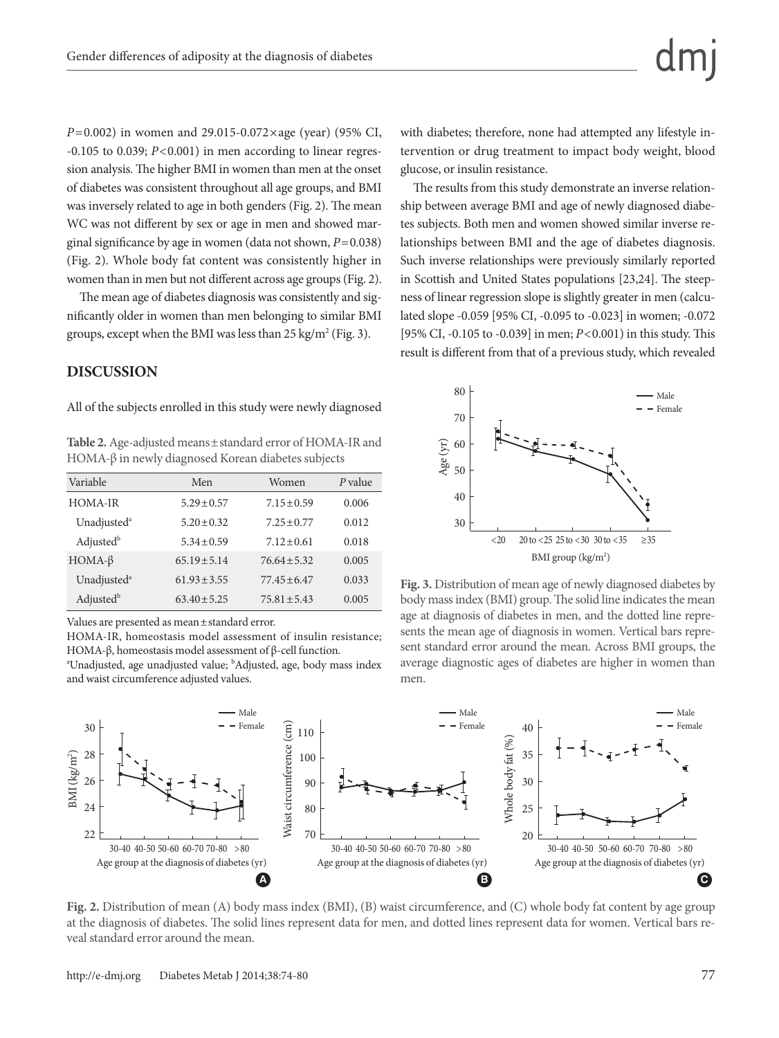$P=0.002$) in women and 29.015-0.072×age (year) (95% CI, -0.105 to 0.039; $P<0.001$) in men according to linear regression analysis. The higher BMI in women than men at the onset of diabetes was consistent throughout all age groups, and BMI was inversely related to age in both genders (Fig. 2). The mean WC was not different by sex or age in men and showed marginal significance by age in women (data not shown, $P=0.038$) (Fig. 2). Whole body fat content was consistently higher in women than in men but not different across age groups (Fig. 2).

The mean age of diabetes diagnosis was consistently and significantly older in women than men belonging to similar BMI groups, except when the BMI was less than 25 kg/m$^2$ (Fig. 3).

## DISCUSSION

All of the subjects enrolled in this study were newly diagnosed with diabetes; therefore, none had attempted any lifestyle intervention or drug treatment to impact body weight, blood glucose, or insulin resistance.

The results from this study demonstrate an inverse relationship between average BMI and age of newly diagnosed diabetes subjects. Both men and women showed similar inverse relationships between BMI and the age of diabetes diagnosis. Such inverse relationships were previously similarly reported in Scottish and United States populations [23,24]. The steepness of linear regression slope is slightly greater in men (calculated slope -0.059 [95% CI, -0.095 to -0.023] in women; -0.072 [95% CI, -0.105 to -0.039] in men; $P<0.001$) in this study. This result is different from that of a previous study, which revealed

**Table 2.** Age-adjusted means±standard error of HOMA-IR and HOMA-β in newly diagnosed Korean diabetes subjects

| Variable | Men | Women | P value |
|---|---|---|---|
| HOMA-IR | 5.29±0.57 | 7.15±0.59 | 0.006 |
| Unadjusted[a] | 5.20±0.32 | 7.25±0.77 | 0.012 |
| Adjusted[b] | 5.34±0.59 | 7.12±0.61 | 0.018 |
| HOMA-β | 65.19±5.14 | 76.64±5.32 | 0.005 |
| Unadjusted[a] | 61.93±3.55 | 77.45±6.47 | 0.033 |
| Adjusted[b] | 63.40±5.25 | 75.81±5.43 | 0.005 |

Values are presented as mean±standard error.

HOMA-IR, homeostasis model assessment of insulin resistance; HOMA-β, homeostasis model assessment of β-cell function.

[a]Unadjusted, age unadjusted value; [b]Adjusted, age, body mass index and waist circumference adjusted values.

**Fig. 3.** Distribution of mean age of newly diagnosed diabetes by body mass index (BMI) group. The solid line indicates the mean age at diagnosis of diabetes in men, and the dotted line represents the mean age of diagnosis in women. Vertical bars represent standard error around the mean. Across BMI groups, the average diagnostic ages of diabetes are higher in women than men.

**Fig. 2.** Distribution of mean (A) body mass index (BMI), (B) waist circumference, and (C) whole body fat content by age group at the diagnosis of diabetes. The solid lines represent data for men, and dotted lines represent data for women. Vertical bars reveal standard error around the mean.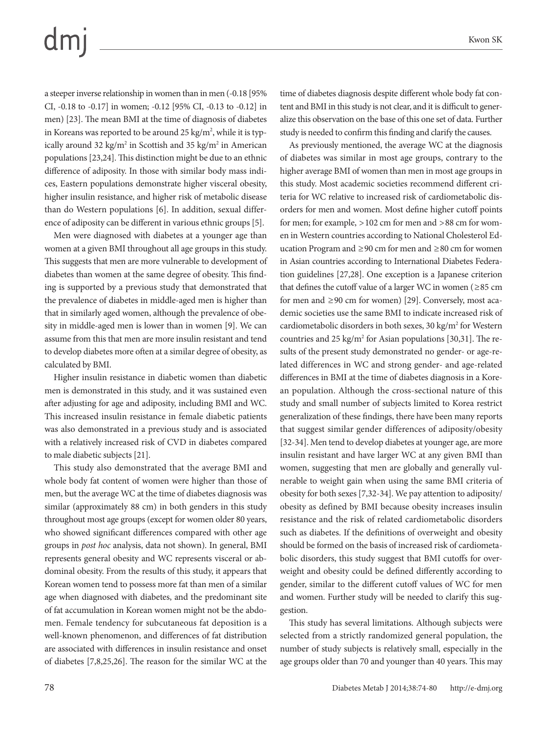a steeper inverse relationship in women than in men (-0.18 [95% CI, -0.18 to -0.17] in women; -0.12 [95% CI, -0.13 to -0.12] in men) [23]. The mean BMI at the time of diagnosis of diabetes in Koreans was reported to be around 25 $kg/m^2$, while it is typically around 32 $kg/m^2$ in Scottish and 35 $kg/m^2$ in American populations [23,24]. This distinction might be due to an ethnic difference of adiposity. In those with similar body mass indices, Eastern populations demonstrate higher visceral obesity, higher insulin resistance, and higher risk of metabolic disease than do Western populations [6]. In addition, sexual difference of adiposity can be different in various ethnic groups [5].

Men were diagnosed with diabetes at a younger age than women at a given BMI throughout all age groups in this study. This suggests that men are more vulnerable to development of diabetes than women at the same degree of obesity. This finding is supported by a previous study that demonstrated that the prevalence of diabetes in middle-aged men is higher than that in similarly aged women, although the prevalence of obesity in middle-aged men is lower than in women [9]. We can assume from this that men are more insulin resistant and tend to develop diabetes more often at a similar degree of obesity, as calculated by BMI.

Higher insulin resistance in diabetic women than diabetic men is demonstrated in this study, and it was sustained even after adjusting for age and adiposity, including BMI and WC. This increased insulin resistance in female diabetic patients was also demonstrated in a previous study and is associated with a relatively increased risk of CVD in diabetes compared to male diabetic subjects [21].

This study also demonstrated that the average BMI and whole body fat content of women were higher than those of men, but the average WC at the time of diabetes diagnosis was similar (approximately 88 cm) in both genders in this study throughout most age groups (except for women older 80 years, who showed significant differences compared with other age groups in *post hoc* analysis, data not shown). In general, BMI represents general obesity and WC represents visceral or abdominal obesity. From the results of this study, it appears that Korean women tend to possess more fat than men of a similar age when diagnosed with diabetes, and the predominant site of fat accumulation in Korean women might not be the abdomen. Female tendency for subcutaneous fat deposition is a well-known phenomenon, and differences of fat distribution are associated with differences in insulin resistance and onset of diabetes [7,8,25,26]. The reason for the similar WC at the time of diabetes diagnosis despite different whole body fat content and BMI in this study is not clear, and it is difficult to generalize this observation on the base of this one set of data. Further study is needed to confirm this finding and clarify the causes.

As previously mentioned, the average WC at the diagnosis of diabetes was similar in most age groups, contrary to the higher average BMI of women than men in most age groups in this study. Most academic societies recommend different criteria for WC relative to increased risk of cardiometabolic disorders for men and women. Most define higher cutoff points for men; for example, >102 cm for men and >88 cm for women in Western countries according to National Cholesterol Education Program and ≥90 cm for men and ≥80 cm for women in Asian countries according to International Diabetes Federation guidelines [27,28]. One exception is a Japanese criterion that defines the cutoff value of a larger WC in women (≥85 cm for men and ≥90 cm for women) [29]. Conversely, most academic societies use the same BMI to indicate increased risk of cardiometabolic disorders in both sexes, 30 $kg/m^2$ for Western countries and 25 $kg/m^2$ for Asian populations [30,31]. The results of the present study demonstrated no gender- or age-related differences in WC and strong gender- and age-related differences in BMI at the time of diabetes diagnosis in a Korean population. Although the cross-sectional nature of this study and small number of subjects limited to Korea restrict generalization of these findings, there have been many reports that suggest similar gender differences of adiposity/obesity [32-34]. Men tend to develop diabetes at younger age, are more insulin resistant and have larger WC at any given BMI than women, suggesting that men are globally and generally vulnerable to weight gain when using the same BMI criteria of obesity for both sexes [7,32-34]. We pay attention to adiposity/obesity as defined by BMI because obesity increases insulin resistance and the risk of related cardiometabolic disorders such as diabetes. If the definitions of overweight and obesity should be formed on the basis of increased risk of cardiometabolic disorders, this study suggest that BMI cutoffs for overweight and obesity could be defined differently according to gender, similar to the different cutoff values of WC for men and women. Further study will be needed to clarify this suggestion.

This study has several limitations. Although subjects were selected from a strictly randomized general population, the number of study subjects is relatively small, especially in the age groups older than 70 and younger than 40 years. This may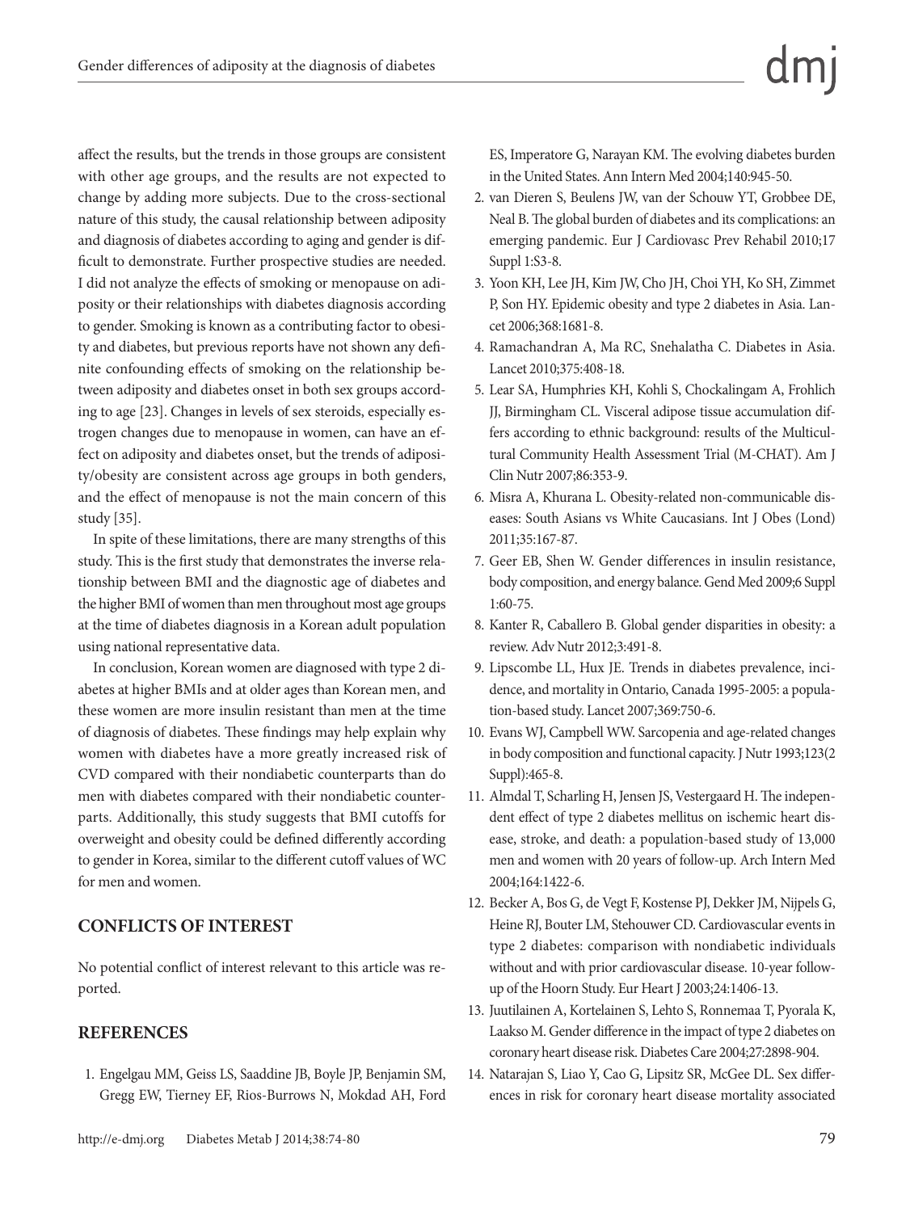affect the results, but the trends in those groups are consistent with other age groups, and the results are not expected to change by adding more subjects. Due to the cross-sectional nature of this study, the causal relationship between adiposity and diagnosis of diabetes according to aging and gender is difficult to demonstrate. Further prospective studies are needed. I did not analyze the effects of smoking or menopause on adiposity or their relationships with diabetes diagnosis according to gender. Smoking is known as a contributing factor to obesity and diabetes, but previous reports have not shown any definite confounding effects of smoking on the relationship between adiposity and diabetes onset in both sex groups according to age [23]. Changes in levels of sex steroids, especially estrogen changes due to menopause in women, can have an effect on adiposity and diabetes onset, but the trends of adiposity/obesity are consistent across age groups in both genders, and the effect of menopause is not the main concern of this study [35].

In spite of these limitations, there are many strengths of this study. This is the first study that demonstrates the inverse relationship between BMI and the diagnostic age of diabetes and the higher BMI of women than men throughout most age groups at the time of diabetes diagnosis in a Korean adult population using national representative data.

In conclusion, Korean women are diagnosed with type 2 diabetes at higher BMIs and at older ages than Korean men, and these women are more insulin resistant than men at the time of diagnosis of diabetes. These findings may help explain why women with diabetes have a more greatly increased risk of CVD compared with their nondiabetic counterparts than do men with diabetes compared with their nondiabetic counterparts. Additionally, this study suggests that BMI cutoffs for overweight and obesity could be defined differently according to gender in Korea, similar to the different cutoff values of WC for men and women.

## CONFLICTS OF INTEREST

No potential conflict of interest relevant to this article was reported.

## REFERENCES

1. Engelgau MM, Geiss LS, Saaddine JB, Boyle JP, Benjamin SM, Gregg EW, Tierney EF, Rios-Burrows N, Mokdad AH, Ford ES, Imperatore G, Narayan KM. The evolving diabetes burden in the United States. Ann Intern Med 2004;140:945-50.
2. van Dieren S, Beulens JW, van der Schouw YT, Grobbee DE, Neal B. The global burden of diabetes and its complications: an emerging pandemic. Eur J Cardiovasc Prev Rehabil 2010;17 Suppl 1:S3-8.
3. Yoon KH, Lee JH, Kim JW, Cho JH, Choi YH, Ko SH, Zimmet P, Son HY. Epidemic obesity and type 2 diabetes in Asia. Lancet 2006;368:1681-8.
4. Ramachandran A, Ma RC, Snehalatha C. Diabetes in Asia. Lancet 2010;375:408-18.
5. Lear SA, Humphries KH, Kohli S, Chockalingam A, Frohlich JJ, Birmingham CL. Visceral adipose tissue accumulation differs according to ethnic background: results of the Multicultural Community Health Assessment Trial (M-CHAT). Am J Clin Nutr 2007;86:353-9.
6. Misra A, Khurana L. Obesity-related non-communicable diseases: South Asians vs White Caucasians. Int J Obes (Lond) 2011;35:167-87.
7. Geer EB, Shen W. Gender differences in insulin resistance, body composition, and energy balance. Gend Med 2009;6 Suppl 1:60-75.
8. Kanter R, Caballero B. Global gender disparities in obesity: a review. Adv Nutr 2012;3:491-8.
9. Lipscombe LL, Hux JE. Trends in diabetes prevalence, incidence, and mortality in Ontario, Canada 1995-2005: a population-based study. Lancet 2007;369:750-6.
10. Evans WJ, Campbell WW. Sarcopenia and age-related changes in body composition and functional capacity. J Nutr 1993;123(2 Suppl):465-8.
11. Almdal T, Scharling H, Jensen JS, Vestergaard H. The independent effect of type 2 diabetes mellitus on ischemic heart disease, stroke, and death: a population-based study of 13,000 men and women with 20 years of follow-up. Arch Intern Med 2004;164:1422-6.
12. Becker A, Bos G, de Vegt F, Kostense PJ, Dekker JM, Nijpels G, Heine RJ, Bouter LM, Stehouwer CD. Cardiovascular events in type 2 diabetes: comparison with nondiabetic individuals without and with prior cardiovascular disease. 10-year follow-up of the Hoorn Study. Eur Heart J 2003;24:1406-13.
13. Juutilainen A, Kortelainen S, Lehto S, Ronnemaa T, Pyorala K, Laakso M. Gender difference in the impact of type 2 diabetes on coronary heart disease risk. Diabetes Care 2004;27:2898-904.
14. Natarajan S, Liao Y, Cao G, Lipsitz SR, McGee DL. Sex differences in risk for coronary heart disease mortality associated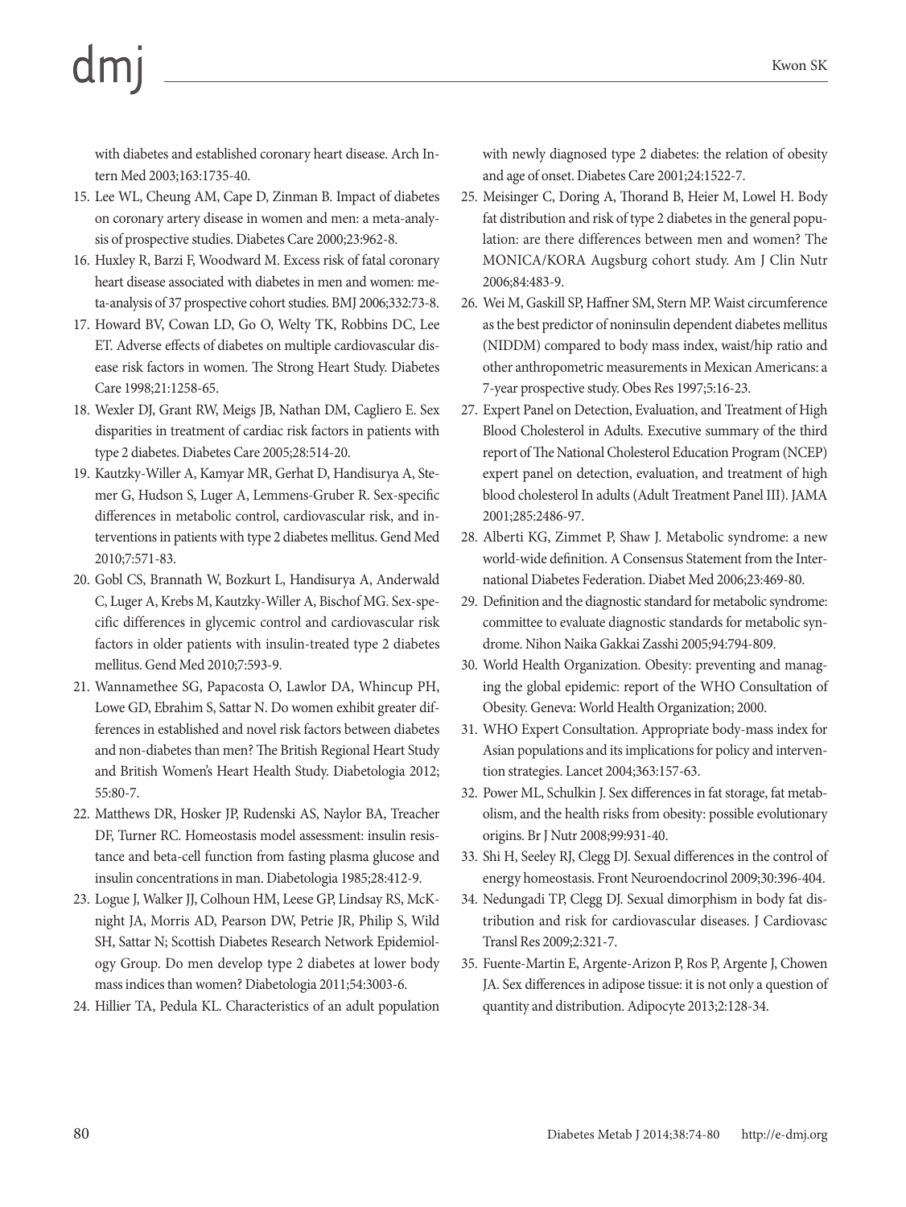with diabetes and established coronary heart disease. Arch Intern Med 2003;163:1735-40.

15. Lee WL, Cheung AM, Cape D, Zinman B. Impact of diabetes on coronary artery disease in women and men: a meta-analysis of prospective studies. Diabetes Care 2000;23:962-8.
16. Huxley R, Barzi F, Woodward M. Excess risk of fatal coronary heart disease associated with diabetes in men and women: meta-analysis of 37 prospective cohort studies. BMJ 2006;332:73-8.
17. Howard BV, Cowan LD, Go O, Welty TK, Robbins DC, Lee ET. Adverse effects of diabetes on multiple cardiovascular disease risk factors in women. The Strong Heart Study. Diabetes Care 1998;21:1258-65.
18. Wexler DJ, Grant RW, Meigs JB, Nathan DM, Cagliero E. Sex disparities in treatment of cardiac risk factors in patients with type 2 diabetes. Diabetes Care 2005;28:514-20.
19. Kautzky-Willer A, Kamyar MR, Gerhat D, Handisurya A, Stemer G, Hudson S, Luger A, Lemmens-Gruber R. Sex-specific differences in metabolic control, cardiovascular risk, and interventions in patients with type 2 diabetes mellitus. Gend Med 2010;7:571-83.
20. Gobl CS, Brannath W, Bozkurt L, Handisurya A, Anderwald C, Luger A, Krebs M, Kautzky-Willer A, Bischof MG. Sex-specific differences in glycemic control and cardiovascular risk factors in older patients with insulin-treated type 2 diabetes mellitus. Gend Med 2010;7:593-9.
21. Wannamethee SG, Papacosta O, Lawlor DA, Whincup PH, Lowe GD, Ebrahim S, Sattar N. Do women exhibit greater differences in established and novel risk factors between diabetes and non-diabetes than men? The British Regional Heart Study and British Women's Heart Health Study. Diabetologia 2012; 55:80-7.
22. Matthews DR, Hosker JP, Rudenski AS, Naylor BA, Treacher DF, Turner RC. Homeostasis model assessment: insulin resistance and beta-cell function from fasting plasma glucose and insulin concentrations in man. Diabetologia 1985;28:412-9.
23. Logue J, Walker JJ, Colhoun HM, Leese GP, Lindsay RS, McKnight JA, Morris AD, Pearson DW, Petrie JR, Philip S, Wild SH, Sattar N; Scottish Diabetes Research Network Epidemiology Group. Do men develop type 2 diabetes at lower body mass indices than women? Diabetologia 2011;54:3003-6.
24. Hillier TA, Pedula KL. Characteristics of an adult population with newly diagnosed type 2 diabetes: the relation of obesity and age of onset. Diabetes Care 2001;24:1522-7.
25. Meisinger C, Doring A, Thorand B, Heier M, Lowel H. Body fat distribution and risk of type 2 diabetes in the general population: are there differences between men and women? The MONICA/KORA Augsburg cohort study. Am J Clin Nutr 2006;84:483-9.
26. Wei M, Gaskill SP, Haffner SM, Stern MP. Waist circumference as the best predictor of noninsulin dependent diabetes mellitus (NIDDM) compared to body mass index, waist/hip ratio and other anthropometric measurements in Mexican Americans: a 7-year prospective study. Obes Res 1997;5:16-23.
27. Expert Panel on Detection, Evaluation, and Treatment of High Blood Cholesterol in Adults. Executive summary of the third report of The National Cholesterol Education Program (NCEP) expert panel on detection, evaluation, and treatment of high blood cholesterol In adults (Adult Treatment Panel III). JAMA 2001;285:2486-97.
28. Alberti KG, Zimmet P, Shaw J. Metabolic syndrome: a new world-wide definition. A Consensus Statement from the International Diabetes Federation. Diabet Med 2006;23:469-80.
29. Definition and the diagnostic standard for metabolic syndrome: committee to evaluate diagnostic standards for metabolic syndrome. Nihon Naika Gakkai Zasshi 2005;94:794-809.
30. World Health Organization. Obesity: preventing and managing the global epidemic: report of the WHO Consultation of Obesity. Geneva: World Health Organization; 2000.
31. WHO Expert Consultation. Appropriate body-mass index for Asian populations and its implications for policy and intervention strategies. Lancet 2004;363:157-63.
32. Power ML, Schulkin J. Sex differences in fat storage, fat metabolism, and the health risks from obesity: possible evolutionary origins. Br J Nutr 2008;99:931-40.
33. Shi H, Seeley RJ, Clegg DJ. Sexual differences in the control of energy homeostasis. Front Neuroendocrinol 2009;30:396-404.
34. Nedungadi TP, Clegg DJ. Sexual dimorphism in body fat distribution and risk for cardiovascular diseases. J Cardiovasc Transl Res 2009;2:321-7.
35. Fuente-Martin E, Argente-Arizon P, Ros P, Argente J, Chowen JA. Sex differences in adipose tissue: it is not only a question of quantity and distribution. Adipocyte 2013;2:128-34.